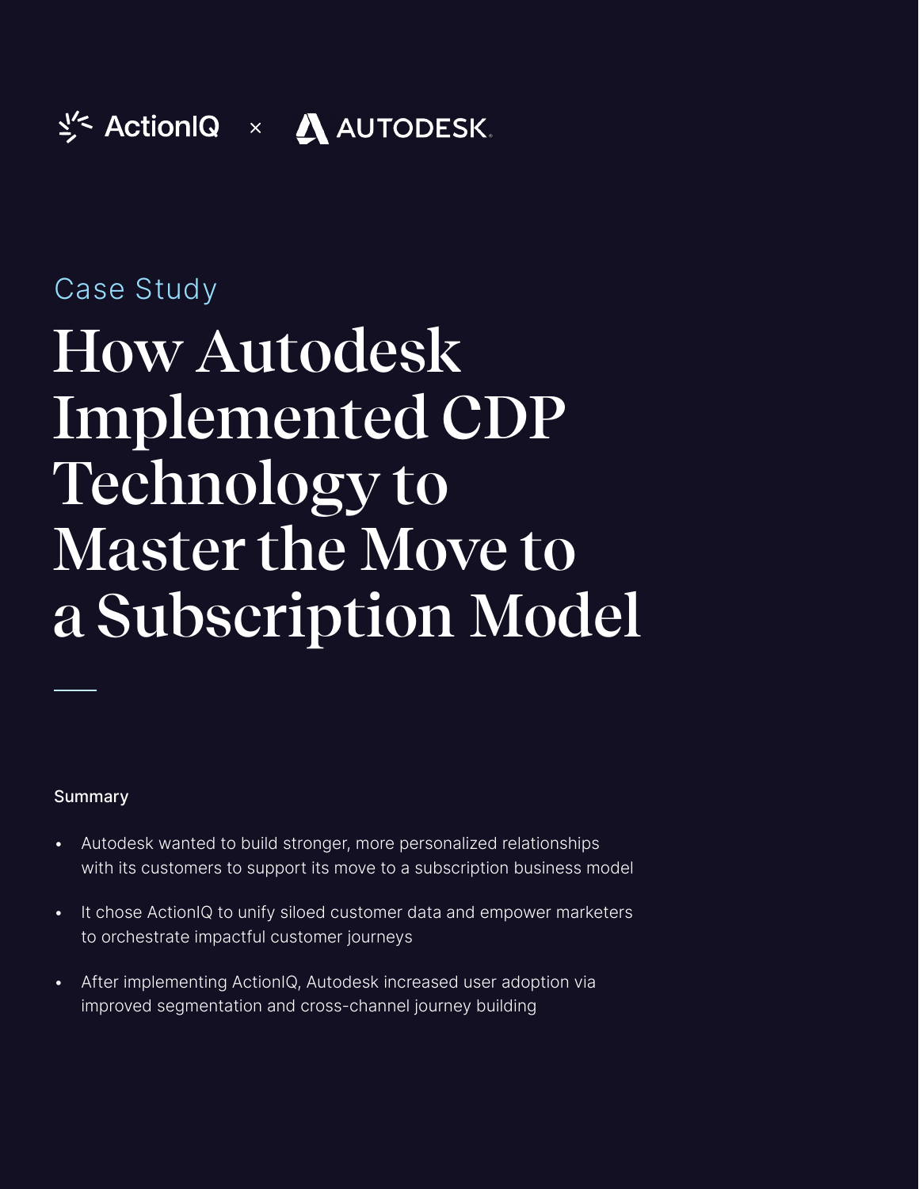ActionIQ × AUTODESK

Case Study

# How Autodesk Implemented CDP Technology to Master the Move to a Subscription Model

**Summary**

- Autodesk wanted to build stronger, more personalized relationships with its customers to support its move to a subscription business model
- It chose ActionIQ to unify siloed customer data and empower marketers to orchestrate impactful customer journeys
- After implementing ActionIQ, Autodesk increased user adoption via improved segmentation and cross-channel journey building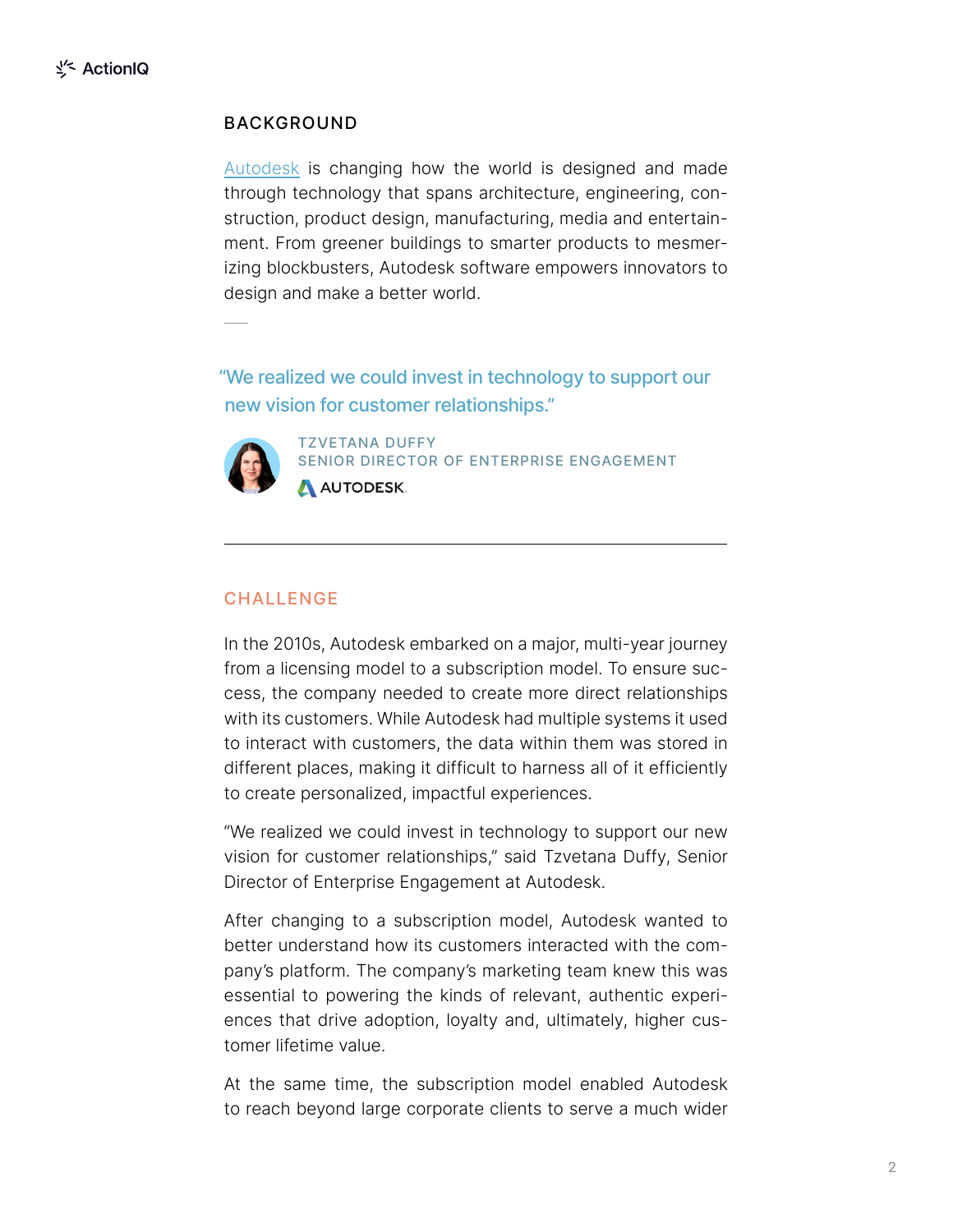## BACKGROUND

Autodesk is changing how the world is designed and made through technology that spans architecture, engineering, construction, product design, manufacturing, media and entertainment. From greener buildings to smarter products to mesmerizing blockbusters, Autodesk software empowers innovators to design and make a better world.

> "We realized we could invest in technology to support our new vision for customer relationships."
>
> TZVETANA DUFFY
> SENIOR DIRECTOR OF ENTERPRISE ENGAGEMENT
> AUTODESK

---

## CHALLENGE

In the 2010s, Autodesk embarked on a major, multi-year journey from a licensing model to a subscription model. To ensure success, the company needed to create more direct relationships with its customers. While Autodesk had multiple systems it used to interact with customers, the data within them was stored in different places, making it difficult to harness all of it efficiently to create personalized, impactful experiences.

"We realized we could invest in technology to support our new vision for customer relationships," said Tzvetana Duffy, Senior Director of Enterprise Engagement at Autodesk.

After changing to a subscription model, Autodesk wanted to better understand how its customers interacted with the company's platform. The company's marketing team knew this was essential to powering the kinds of relevant, authentic experiences that drive adoption, loyalty and, ultimately, higher customer lifetime value.

At the same time, the subscription model enabled Autodesk to reach beyond large corporate clients to serve a much wider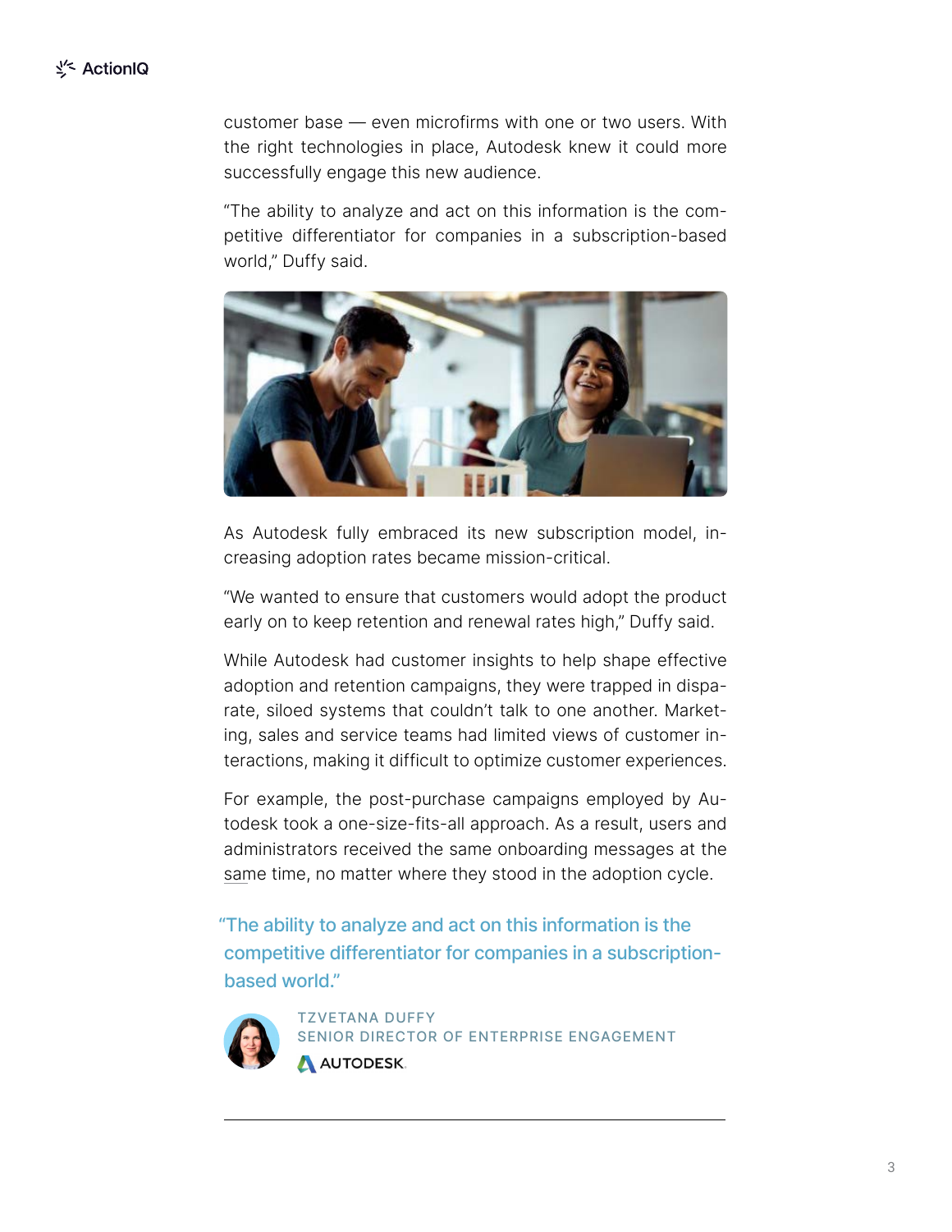customer base — even microfirms with one or two users. With the right technologies in place, Autodesk knew it could more successfully engage this new audience.

"The ability to analyze and act on this information is the competitive differentiator for companies in a subscription-based world," Duffy said.

As Autodesk fully embraced its new subscription model, increasing adoption rates became mission-critical.

"We wanted to ensure that customers would adopt the product early on to keep retention and renewal rates high," Duffy said.

While Autodesk had customer insights to help shape effective adoption and retention campaigns, they were trapped in disparate, siloed systems that couldn't talk to one another. Marketing, sales and service teams had limited views of customer interactions, making it difficult to optimize customer experiences.

For example, the post-purchase campaigns employed by Autodesk took a one-size-fits-all approach. As a result, users and administrators received the same onboarding messages at the same time, no matter where they stood in the adoption cycle.

> "The ability to analyze and act on this information is the competitive differentiator for companies in a subscription-based world."
>
> TZVETANA DUFFY
> SENIOR DIRECTOR OF ENTERPRISE ENGAGEMENT
> AUTODESK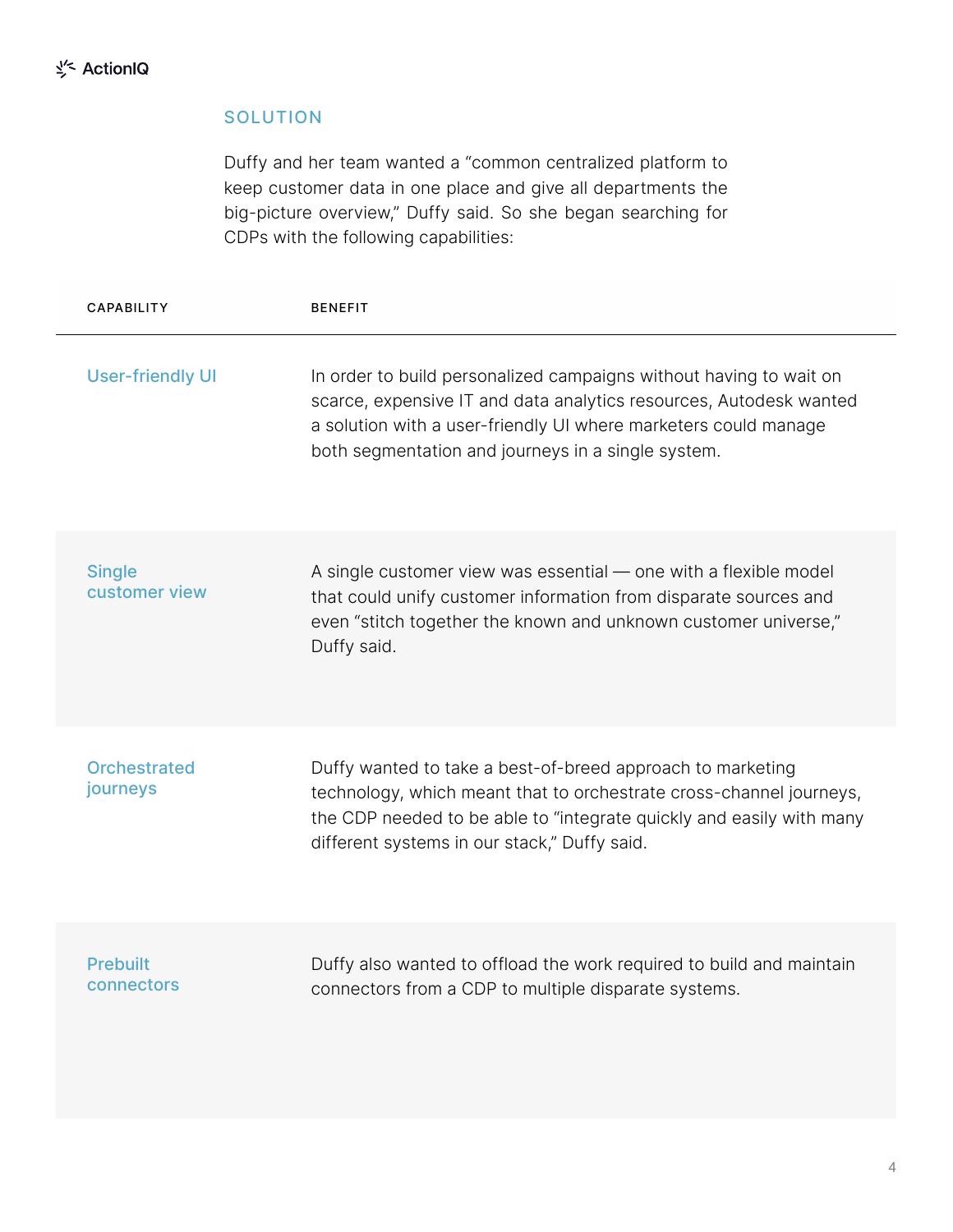## SOLUTION

Duffy and her team wanted a "common centralized platform to keep customer data in one place and give all departments the big-picture overview," Duffy said. So she began searching for CDPs with the following capabilities:

| CAPABILITY | BENEFIT |
| --- | --- |
| User-friendly UI | In order to build personalized campaigns without having to wait on scarce, expensive IT and data analytics resources, Autodesk wanted a solution with a user-friendly UI where marketers could manage both segmentation and journeys in a single system. |
| Single customer view | A single customer view was essential — one with a flexible model that could unify customer information from disparate sources and even "stitch together the known and unknown customer universe," Duffy said. |
| Orchestrated journeys | Duffy wanted to take a best-of-breed approach to marketing technology, which meant that to orchestrate cross-channel journeys, the CDP needed to be able to "integrate quickly and easily with many different systems in our stack," Duffy said. |
| Prebuilt connectors | Duffy also wanted to offload the work required to build and maintain connectors from a CDP to multiple disparate systems. |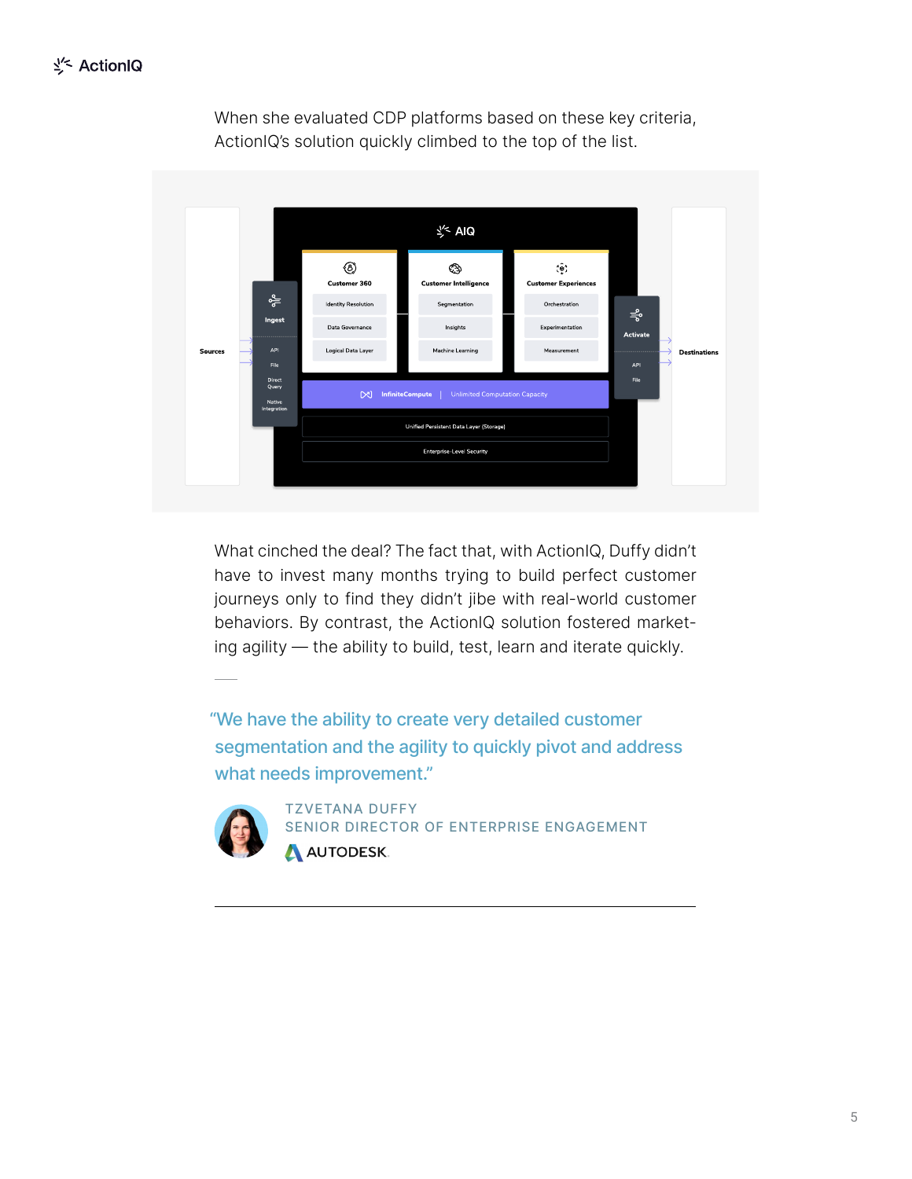When she evaluated CDP platforms based on these key criteria, ActionIQ's solution quickly climbed to the top of the list.

What cinched the deal? The fact that, with ActionIQ, Duffy didn't have to invest many months trying to build perfect customer journeys only to find they didn't jibe with real-world customer behaviors. By contrast, the ActionIQ solution fostered marketing agility — the ability to build, test, learn and iterate quickly.

> "We have the ability to create very detailed customer segmentation and the agility to quickly pivot and address what needs improvement."
>
> TZVETANA DUFFY
> SENIOR DIRECTOR OF ENTERPRISE ENGAGEMENT
> AUTODESK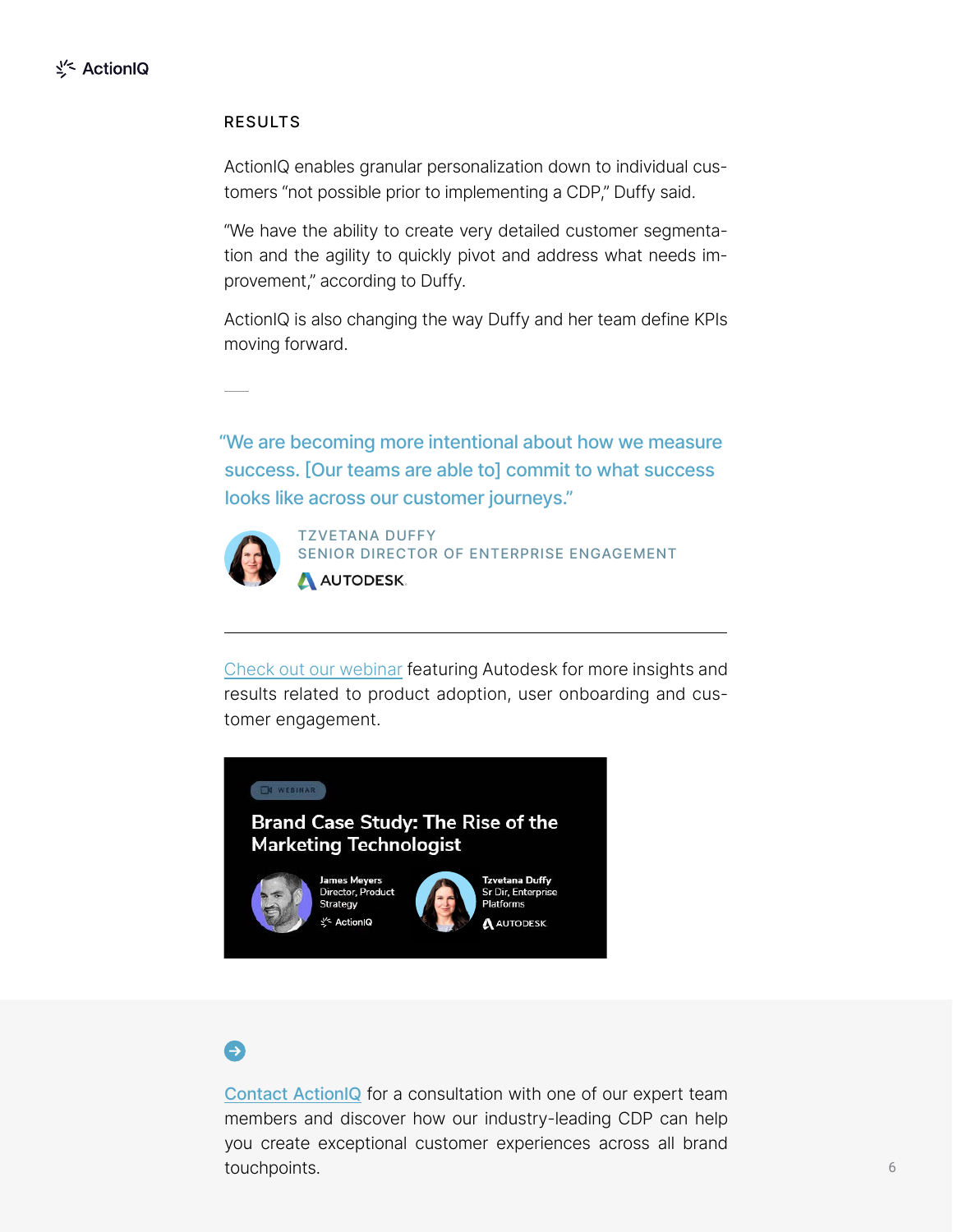## RESULTS

ActionIQ enables granular personalization down to individual customers "not possible prior to implementing a CDP," Duffy said.

"We have the ability to create very detailed customer segmentation and the agility to quickly pivot and address what needs improvement," according to Duffy.

ActionIQ is also changing the way Duffy and her team define KPIs moving forward.

> "We are becoming more intentional about how we measure success. [Our teams are able to] commit to what success looks like across our customer journeys."
>
> TZVETANA DUFFY
> SENIOR DIRECTOR OF ENTERPRISE ENGAGEMENT
> AUTODESK

---

Check out our webinar featuring Autodesk for more insights and results related to product adoption, user onboarding and customer engagement.

WEBINAR

**Brand Case Study: The Rise of the Marketing Technologist**

James Meyers
Director, Product Strategy
ActionIQ

Tzvetana Duffy
Sr Dir, Enterprise Platforms
AUTODESK

Contact ActionIQ for a consultation with one of our expert team members and discover how our industry-leading CDP can help you create exceptional customer experiences across all brand touchpoints.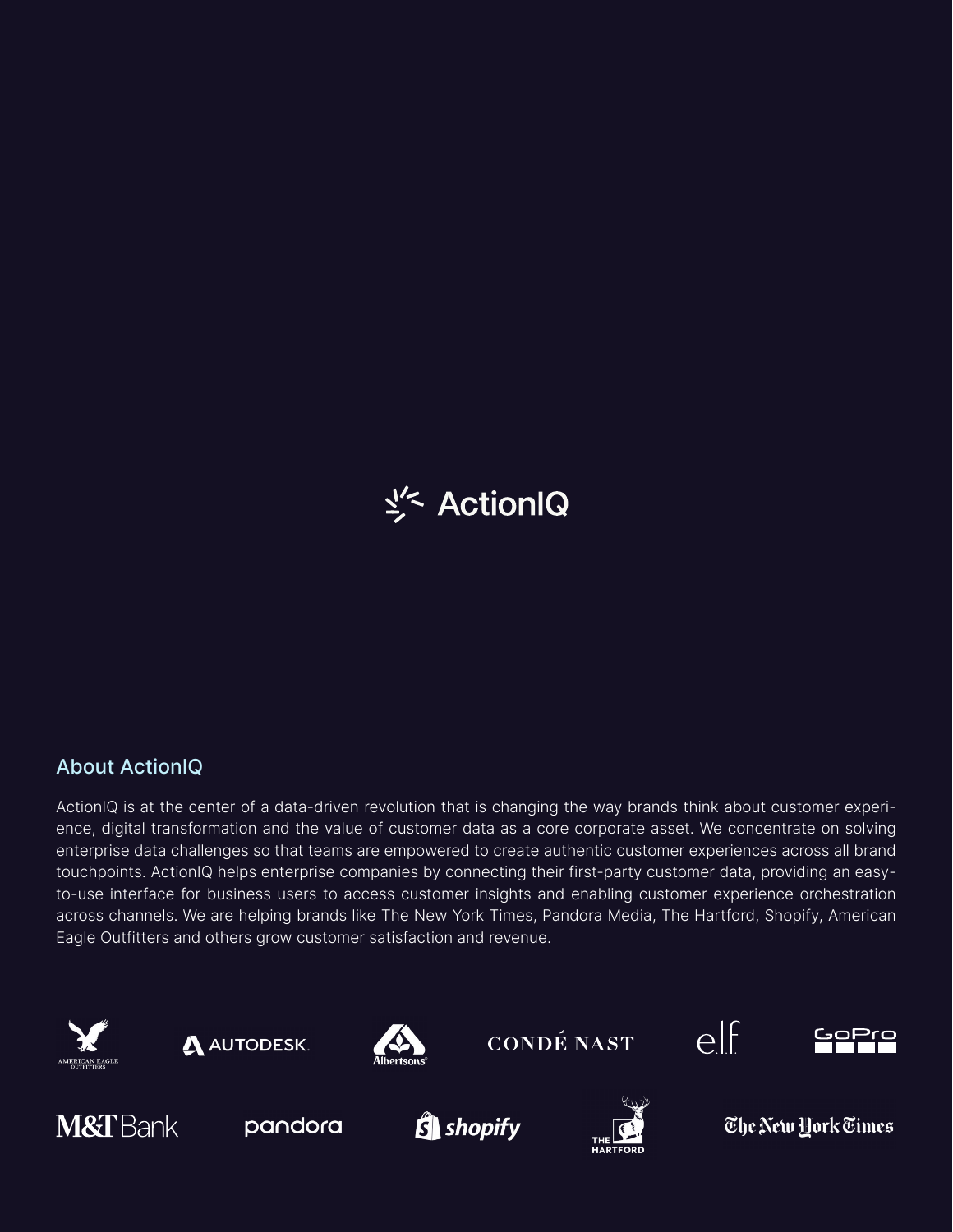ActionIQ

## About ActionIQ

ActionIQ is at the center of a data-driven revolution that is changing the way brands think about customer experience, digital transformation and the value of customer data as a core corporate asset. We concentrate on solving enterprise data challenges so that teams are empowered to create authentic customer experiences across all brand touchpoints. ActionIQ helps enterprise companies by connecting their first-party customer data, providing an easy-to-use interface for business users to access customer insights and enabling customer experience orchestration across channels. We are helping brands like The New York Times, Pandora Media, The Hartford, Shopify, American Eagle Outfitters and others grow customer satisfaction and revenue.

AMERICAN EAGLE OUTFITTERS AUTODESK. Albertsons CONDÉ NAST e.l.f. GoPro

M&T Bank pandora shopify THE HARTFORD The New York Times